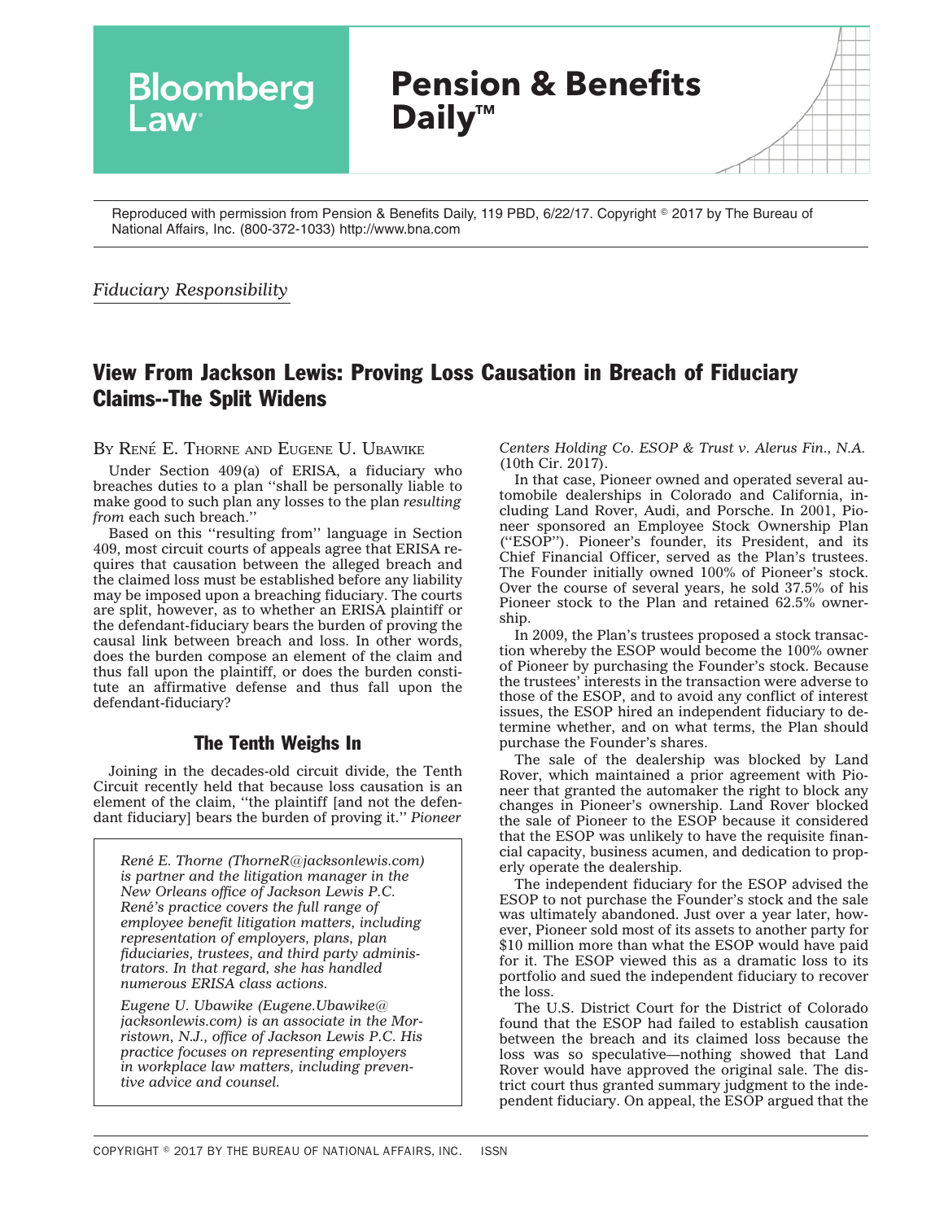Reproduced with permission from Pension & Benefits Daily, 119 PBD, 6/22/17. Copyright © 2017 by The Bureau of National Affairs, Inc. (800-372-1033) http://www.bna.com

*Fiduciary Responsibility*

# View From Jackson Lewis: Proving Loss Causation in Breach of Fiduciary Claims--The Split Widens

BY RENÉ E. THORNE AND EUGENE U. UBAWIKE

Under Section 409(a) of ERISA, a fiduciary who breaches duties to a plan ''shall be personally liable to make good to such plan any losses to the plan *resulting from* each such breach.''

Based on this ''resulting from'' language in Section 409, most circuit courts of appeals agree that ERISA requires that causation between the alleged breach and the claimed loss must be established before any liability may be imposed upon a breaching fiduciary. The courts are split, however, as to whether an ERISA plaintiff or the defendant-fiduciary bears the burden of proving the causal link between breach and loss. In other words, does the burden compose an element of the claim and thus fall upon the plaintiff, or does the burden constitute an affirmative defense and thus fall upon the defendant-fiduciary?

## The Tenth Weighs In

Joining in the decades-old circuit divide, the Tenth Circuit recently held that because loss causation is an element of the claim, ''the plaintiff [and not the defendant fiduciary] bears the burden of proving it.'' *Pioneer Centers Holding Co. ESOP & Trust v. Alerus Fin., N.A.* (10th Cir. 2017).

*René E. Thorne (ThorneR@jacksonlewis.com) is partner and the litigation manager in the New Orleans office of Jackson Lewis P.C. René's practice covers the full range of employee benefit litigation matters, including representation of employers, plans, plan fiduciaries, trustees, and third party administrators. In that regard, she has handled numerous ERISA class actions.*

*Eugene U. Ubawike (Eugene.Ubawike@jacksonlewis.com) is an associate in the Morristown, N.J., office of Jackson Lewis P.C. His practice focuses on representing employers in workplace law matters, including preventive advice and counsel.*

In that case, Pioneer owned and operated several automobile dealerships in Colorado and California, including Land Rover, Audi, and Porsche. In 2001, Pioneer sponsored an Employee Stock Ownership Plan (''ESOP''). Pioneer's founder, its President, and its Chief Financial Officer, served as the Plan's trustees. The Founder initially owned 100% of Pioneer's stock. Over the course of several years, he sold 37.5% of his Pioneer stock to the Plan and retained 62.5% ownership.

In 2009, the Plan's trustees proposed a stock transaction whereby the ESOP would become the 100% owner of Pioneer by purchasing the Founder's stock. Because the trustees' interests in the transaction were adverse to those of the ESOP, and to avoid any conflict of interest issues, the ESOP hired an independent fiduciary to determine whether, and on what terms, the Plan should purchase the Founder's shares.

The sale of the dealership was blocked by Land Rover, which maintained a prior agreement with Pioneer that granted the automaker the right to block any changes in Pioneer's ownership. Land Rover blocked the sale of Pioneer to the ESOP because it considered that the ESOP was unlikely to have the requisite financial capacity, business acumen, and dedication to properly operate the dealership.

The independent fiduciary for the ESOP advised the ESOP to not purchase the Founder's stock and the sale was ultimately abandoned. Just over a year later, however, Pioneer sold most of its assets to another party for $10 million more than what the ESOP would have paid for it. The ESOP viewed this as a dramatic loss to its portfolio and sued the independent fiduciary to recover the loss.

The U.S. District Court for the District of Colorado found that the ESOP had failed to establish causation between the breach and its claimed loss because the loss was so speculative—nothing showed that Land Rover would have approved the original sale. The district court thus granted summary judgment to the independent fiduciary. On appeal, the ESOP argued that the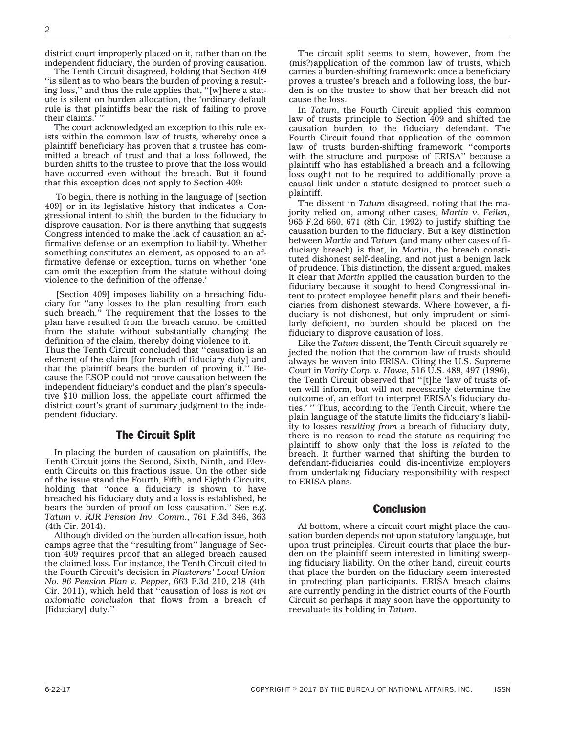district court improperly placed on it, rather than on the independent fiduciary, the burden of proving causation.

The Tenth Circuit disagreed, holding that Section 409 ''is silent as to who bears the burden of proving a resulting loss,'' and thus the rule applies that, ''[w]here a statute is silent on burden allocation, the 'ordinary default rule is that plaintiffs bear the risk of failing to prove their claims.' ''

The court acknowledged an exception to this rule exists within the common law of trusts, whereby once a plaintiff beneficiary has proven that a trustee has committed a breach of trust and that a loss followed, the burden shifts to the trustee to prove that the loss would have occurred even without the breach. But it found that this exception does not apply to Section 409:

> To begin, there is nothing in the language of [section 409] or in its legislative history that indicates a Congressional intent to shift the burden to the fiduciary to disprove causation. Nor is there anything that suggests Congress intended to make the lack of causation an affirmative defense or an exemption to liability. Whether something constitutes an element, as opposed to an affirmative defense or exception, turns on whether 'one can omit the exception from the statute without doing violence to the definition of the offense.'
>
> [Section 409] imposes liability on a breaching fiduciary for ''any losses to the plan resulting from each such breach.'' The requirement that the losses to the plan have resulted from the breach cannot be omitted from the statute without substantially changing the definition of the claim, thereby doing violence to it.

Thus the Tenth Circuit concluded that ''causation is an element of the claim [for breach of fiduciary duty] and that the plaintiff bears the burden of proving it.'' Because the ESOP could not prove causation between the independent fiduciary's conduct and the plan's speculative $10 million loss, the appellate court affirmed the district court's grant of summary judgment to the independent fiduciary.

## The Circuit Split

In placing the burden of causation on plaintiffs, the Tenth Circuit joins the Second, Sixth, Ninth, and Eleventh Circuits on this fractious issue. On the other side of the issue stand the Fourth, Fifth, and Eighth Circuits, holding that ''once a fiduciary is shown to have breached his fiduciary duty and a loss is established, he bears the burden of proof on loss causation.'' See e.g. *Tatum v. RJR Pension Inv. Comm.*, 761 F.3d 346, 363 (4th Cir. 2014).

Although divided on the burden allocation issue, both camps agree that the ''resulting from'' language of Section 409 requires proof that an alleged breach caused the claimed loss. For instance, the Tenth Circuit cited to the Fourth Circuit's decision in *Plasterers' Local Union No. 96 Pension Plan v. Pepper*, 663 F.3d 210, 218 (4th Cir. 2011), which held that ''causation of loss is *not an axiomatic conclusion* that flows from a breach of [fiduciary] duty.''

The circuit split seems to stem, however, from the (mis?)application of the common law of trusts, which carries a burden-shifting framework: once a beneficiary proves a trustee's breach and a following loss, the burden is on the trustee to show that her breach did not cause the loss.

In *Tatum*, the Fourth Circuit applied this common law of trusts principle to Section 409 and shifted the causation burden to the fiduciary defendant. The Fourth Circuit found that application of the common law of trusts burden-shifting framework ''comports with the structure and purpose of ERISA'' because a plaintiff who has established a breach and a following loss ought not to be required to additionally prove a causal link under a statute designed to protect such a plaintiff.

The dissent in *Tatum* disagreed, noting that the majority relied on, among other cases, *Martin v. Feilen*, 965 F.2d 660, 671 (8th Cir. 1992) to justify shifting the causation burden to the fiduciary. But a key distinction between *Martin* and *Tatum* (and many other cases of fiduciary breach) is that, in *Martin*, the breach constituted dishonest self-dealing, and not just a benign lack of prudence. This distinction, the dissent argued, makes it clear that *Martin* applied the causation burden to the fiduciary because it sought to heed Congressional intent to protect employee benefit plans and their beneficiaries from dishonest stewards. Where however, a fiduciary is not dishonest, but only imprudent or similarly deficient, no burden should be placed on the fiduciary to disprove causation of loss.

Like the *Tatum* dissent, the Tenth Circuit squarely rejected the notion that the common law of trusts should always be woven into ERISA. Citing the U.S. Supreme Court in *Varity Corp. v. Howe*, 516 U.S. 489, 497 (1996), the Tenth Circuit observed that ''[t]he 'law of trusts often will inform, but will not necessarily determine the outcome of, an effort to interpret ERISA's fiduciary duties.' '' Thus, according to the Tenth Circuit, where the plain language of the statute limits the fiduciary's liability to losses *resulting from* a breach of fiduciary duty, there is no reason to read the statute as requiring the plaintiff to show only that the loss is *related* to the breach. It further warned that shifting the burden to defendant-fiduciaries could dis-incentivize employers from undertaking fiduciary responsibility with respect to ERISA plans.

## Conclusion

At bottom, where a circuit court might place the causation burden depends not upon statutory language, but upon trust principles. Circuit courts that place the burden on the plaintiff seem interested in limiting sweeping fiduciary liability. On the other hand, circuit courts that place the burden on the fiduciary seem interested in protecting plan participants. ERISA breach claims are currently pending in the district courts of the Fourth Circuit so perhaps it may soon have the opportunity to reevaluate its holding in *Tatum*.